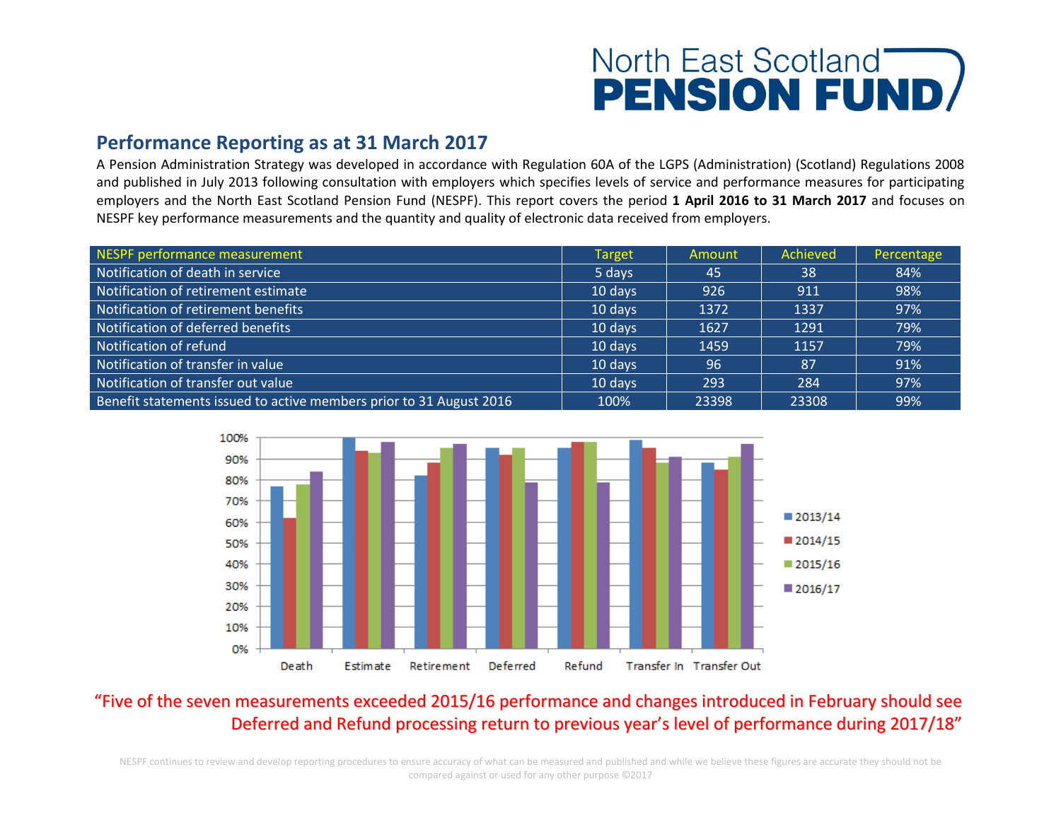North East Scotland **PENSION FUND**

## Performance Reporting as at 31 March 2017

A Pension Administration Strategy was developed in accordance with Regulation 60A of the LGPS (Administration) (Scotland) Regulations 2008 and published in July 2013 following consultation with employers which specifies levels of service and performance measures for participating employers and the North East Scotland Pension Fund (NESPF). This report covers the period **1 April 2016 to 31 March 2017** and focuses on NESPF key performance measurements and the quantity and quality of electronic data received from employers.

| NESPF performance measurement | Target | Amount | Achieved | Percentage |
|---|---|---|---|---|
| Notification of death in service | 5 days | 45 | 38 | 84% |
| Notification of retirement estimate | 10 days | 926 | 911 | 98% |
| Notification of retirement benefits | 10 days | 1372 | 1337 | 97% |
| Notification of deferred benefits | 10 days | 1627 | 1291 | 79% |
| Notification of refund | 10 days | 1459 | 1157 | 79% |
| Notification of transfer in value | 10 days | 96 | 87 | 91% |
| Notification of transfer out value | 10 days | 293 | 284 | 97% |
| Benefit statements issued to active members prior to 31 August 2016 | 100% | 23398 | 23308 | 99% |

“Five of the seven measurements exceeded 2015/16 performance and changes introduced in February should see Deferred and Refund processing return to previous year’s level of performance during 2017/18”

NESPF continues to review and develop reporting procedures to ensure accuracy of what can be measured and published and while we believe these figures are accurate they should not be compared against or used for any other purpose ©2017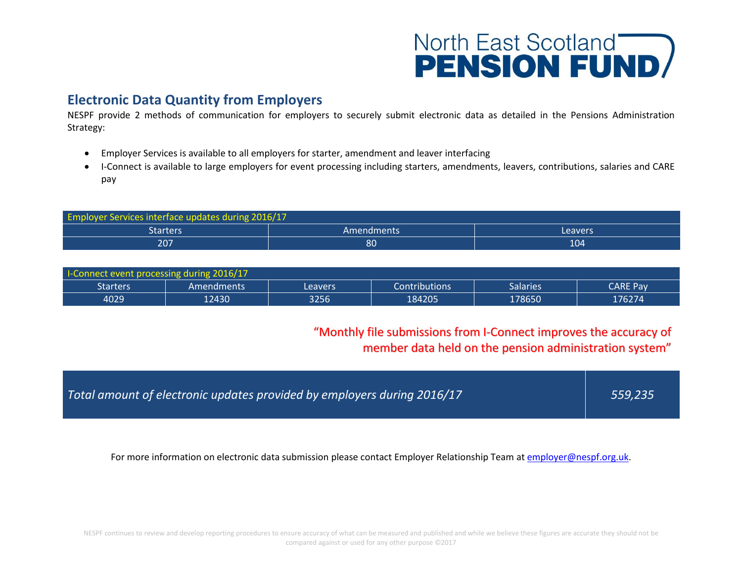North East Scotland **PENSION FUND**

## Electronic Data Quantity from Employers

NESPF provide 2 methods of communication for employers to securely submit electronic data as detailed in the Pensions Administration Strategy:

- Employer Services is available to all employers for starter, amendment and leaver interfacing
- I-Connect is available to large employers for event processing including starters, amendments, leavers, contributions, salaries and CARE pay

| Employer Services interface updates during 2016/17 | | |
|---|---|---|
| Starters | Amendments | Leavers |
| 207 | 80 | 104 |

| I-Connect event processing during 2016/17 | | | | | |
|---|---|---|---|---|---|
| Starters | Amendments | Leavers | Contributions | Salaries | CARE Pay |
| 4029 | 12430 | 3256 | 184205 | 178650 | 176274 |

"Monthly file submissions from I-Connect improves the accuracy of member data held on the pension administration system"

| *Total amount of electronic updates provided by employers during 2016/17* | *559,235* |
|---|---|

For more information on electronic data submission please contact Employer Relationship Team at employer@nespf.org.uk.

NESPF continues to review and develop reporting procedures to ensure accuracy of what can be measured and published and while we believe these figures are accurate they should not be compared against or used for any other purpose ©2017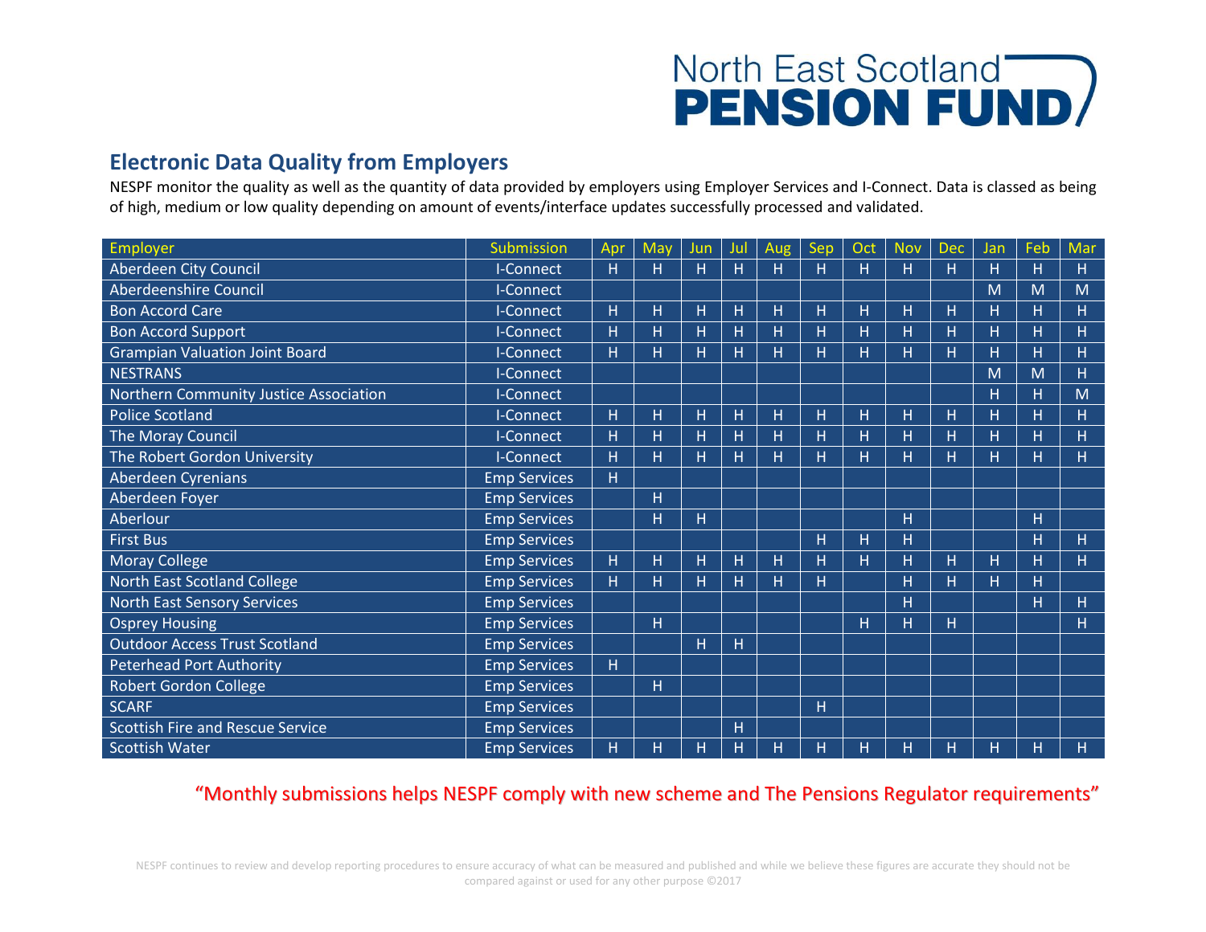## Electronic Data Quality from Employers

NESPF monitor the quality as well as the quantity of data provided by employers using Employer Services and I-Connect. Data is classed as being of high, medium or low quality depending on amount of events/interface updates successfully processed and validated.

| Employer | Submission | Apr | May | Jun | Jul | Aug | Sep | Oct | Nov | Dec | Jan | Feb | Mar |
|---|---|---|---|---|---|---|---|---|---|---|---|---|---|
| Aberdeen City Council | I-Connect | H | H | H | H | H | H | H | H | H | H | H | H |
| Aberdeenshire Council | I-Connect | | | | | | | | | | M | M | M |
| Bon Accord Care | I-Connect | H | H | H | H | H | H | H | H | H | H | H | H |
| Bon Accord Support | I-Connect | H | H | H | H | H | H | H | H | H | H | H | H |
| Grampian Valuation Joint Board | I-Connect | H | H | H | H | H | H | H | H | H | H | H | H |
| NESTRANS | I-Connect | | | | | | | | | | M | M | H |
| Northern Community Justice Association | I-Connect | | | | | | | | | | H | H | M |
| Police Scotland | I-Connect | H | H | H | H | H | H | H | H | H | H | H | H |
| The Moray Council | I-Connect | H | H | H | H | H | H | H | H | H | H | H | H |
| The Robert Gordon University | I-Connect | H | H | H | H | H | H | H | H | H | H | H | H |
| Aberdeen Cyrenians | Emp Services | H | | | | | | | | | | | |
| Aberdeen Foyer | Emp Services | | H | | | | | | | | | | |
| Aberlour | Emp Services | | H | H | | | | | H | | | H | |
| First Bus | Emp Services | | | | | | H | H | H | | | H | H |
| Moray College | Emp Services | H | H | H | H | H | H | H | H | H | H | H | H |
| North East Scotland College | Emp Services | H | H | H | H | H | H | | H | H | H | H | |
| North East Sensory Services | Emp Services | | | | | | | | H | | | H | H |
| Osprey Housing | Emp Services | | H | | | | | H | H | H | | | H |
| Outdoor Access Trust Scotland | Emp Services | | | H | H | | | | | | | | |
| Peterhead Port Authority | Emp Services | H | | | | | | | | | | | |
| Robert Gordon College | Emp Services | | H | | | | | | | | | | |
| SCARF | Emp Services | | | | | | H | | | | | | |
| Scottish Fire and Rescue Service | Emp Services | | | | H | | | | | | | | |
| Scottish Water | Emp Services | H | H | H | H | H | H | H | H | H | H | H | H |

"Monthly submissions helps NESPF comply with new scheme and The Pensions Regulator requirements"

NESPF continues to review and develop reporting procedures to ensure accuracy of what can be measured and published and while we believe these figures are accurate they should not be compared against or used for any other purpose ©2017